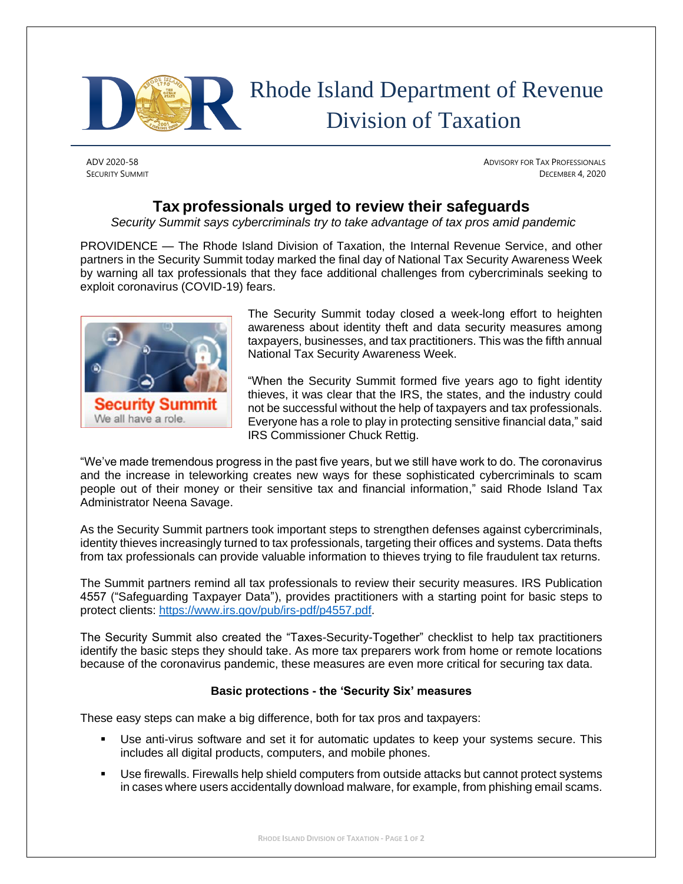# Rhode Island Department of Revenue
## Division of Taxation

ADV 2020-58
SECURITY SUMMIT

ADVISORY FOR TAX PROFESSIONALS
DECEMBER 4, 2020

## Tax professionals urged to review their safeguards

*Security Summit says cybercriminals try to take advantage of tax pros amid pandemic*

PROVIDENCE — The Rhode Island Division of Taxation, the Internal Revenue Service, and other partners in the Security Summit today marked the final day of National Tax Security Awareness Week by warning all tax professionals that they face additional challenges from cybercriminals seeking to exploit coronavirus (COVID-19) fears.

The Security Summit today closed a week-long effort to heighten awareness about identity theft and data security measures among taxpayers, businesses, and tax practitioners. This was the fifth annual National Tax Security Awareness Week.

"When the Security Summit formed five years ago to fight identity thieves, it was clear that the IRS, the states, and the industry could not be successful without the help of taxpayers and tax professionals. Everyone has a role to play in protecting sensitive financial data," said IRS Commissioner Chuck Rettig.

"We've made tremendous progress in the past five years, but we still have work to do. The coronavirus and the increase in teleworking creates new ways for these sophisticated cybercriminals to scam people out of their money or their sensitive tax and financial information," said Rhode Island Tax Administrator Neena Savage.

As the Security Summit partners took important steps to strengthen defenses against cybercriminals, identity thieves increasingly turned to tax professionals, targeting their offices and systems. Data thefts from tax professionals can provide valuable information to thieves trying to file fraudulent tax returns.

The Summit partners remind all tax professionals to review their security measures. IRS Publication 4557 ("Safeguarding Taxpayer Data"), provides practitioners with a starting point for basic steps to protect clients: https://www.irs.gov/pub/irs-pdf/p4557.pdf.

The Security Summit also created the "Taxes-Security-Together" checklist to help tax practitioners identify the basic steps they should take. As more tax preparers work from home or remote locations because of the coronavirus pandemic, these measures are even more critical for securing tax data.

**Basic protections - the 'Security Six' measures**

These easy steps can make a big difference, both for tax pros and taxpayers:

- Use anti-virus software and set it for automatic updates to keep your systems secure. This includes all digital products, computers, and mobile phones.
- Use firewalls. Firewalls help shield computers from outside attacks but cannot protect systems in cases where users accidentally download malware, for example, from phishing email scams.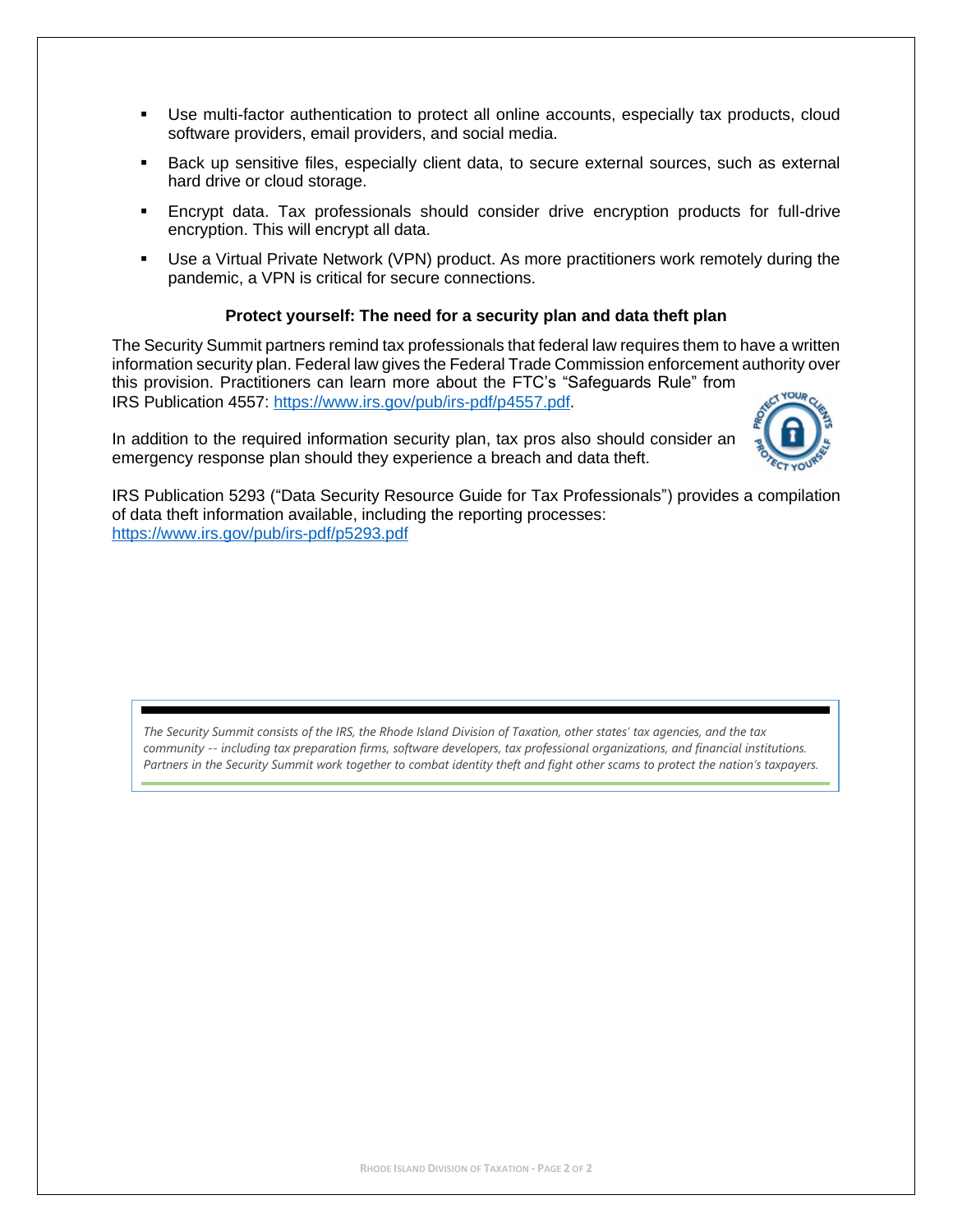- Use multi-factor authentication to protect all online accounts, especially tax products, cloud software providers, email providers, and social media.
- Back up sensitive files, especially client data, to secure external sources, such as external hard drive or cloud storage.
- Encrypt data. Tax professionals should consider drive encryption products for full-drive encryption. This will encrypt all data.
- Use a Virtual Private Network (VPN) product. As more practitioners work remotely during the pandemic, a VPN is critical for secure connections.

**Protect yourself: The need for a security plan and data theft plan**

The Security Summit partners remind tax professionals that federal law requires them to have a written information security plan. Federal law gives the Federal Trade Commission enforcement authority over this provision. Practitioners can learn more about the FTC's "Safeguards Rule" from IRS Publication 4557: https://www.irs.gov/pub/irs-pdf/p4557.pdf.

In addition to the required information security plan, tax pros also should consider an emergency response plan should they experience a breach and data theft.

IRS Publication 5293 ("Data Security Resource Guide for Tax Professionals") provides a compilation of data theft information available, including the reporting processes: https://www.irs.gov/pub/irs-pdf/p5293.pdf

*The Security Summit consists of the IRS, the Rhode Island Division of Taxation, other states' tax agencies, and the tax community -- including tax preparation firms, software developers, tax professional organizations, and financial institutions. Partners in the Security Summit work together to combat identity theft and fight other scams to protect the nation's taxpayers.*